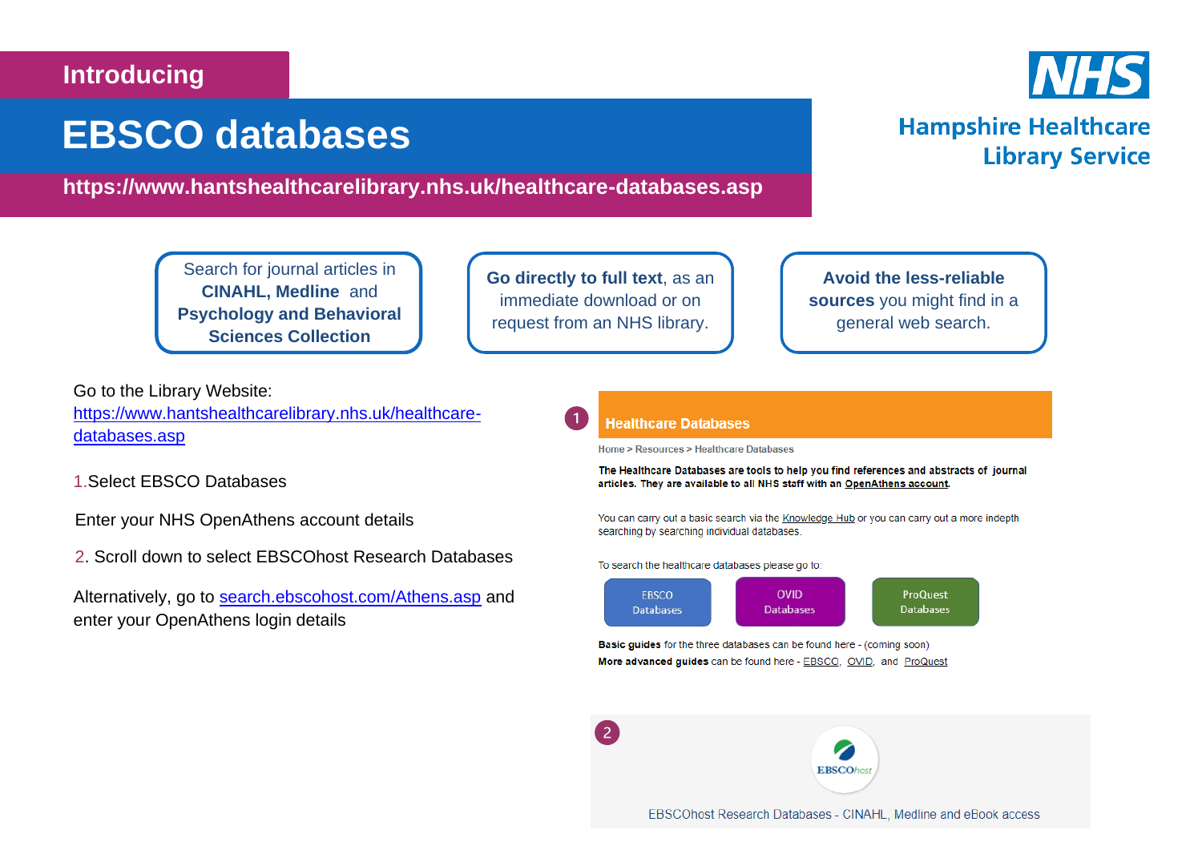Introducing

# EBSCO databases

**https://www.hantshealthcarelibrary.nhs.uk/healthcare-databases.asp**

NHS

**Hampshire Healthcare Library Service**

Search for journal articles in **CINAHL, Medline** and **Psychology and Behavioral Sciences Collection**

**Go directly to full text**, as an immediate download or on request from an NHS library.

**Avoid the less-reliable sources** you might find in a general web search.

Go to the Library Website: [https://www.hantshealthcarelibrary.nhs.uk/healthcare-databases.asp](https://www.hantshealthcarelibrary.nhs.uk/healthcare-databases.asp)

1. Select EBSCO Databases

Enter your NHS OpenAthens account details

2. Scroll down to select EBSCOhost Research Databases

Alternatively, go to [search.ebscohost.com/Athens.asp](search.ebscohost.com/Athens.asp) and enter your OpenAthens login details

1

**Healthcare Databases**

Home > Resources > Healthcare Databases

**The Healthcare Databases are tools to help you find references and abstracts of journal articles. They are available to all NHS staff with an OpenAthens account.**

You can carry out a basic search via the Knowledge Hub or you can carry out a more indepth searching by searching individual databases.

To search the healthcare databases please go to:

EBSCO Databases | OVID Databases | ProQuest Databases

**Basic guides** for the three databases can be found here - (coming soon)

**More advanced guides** can be found here - EBSCO, OVID, and ProQuest

2

EBSCOhost

EBSCOhost Research Databases - CINAHL, Medline and eBook access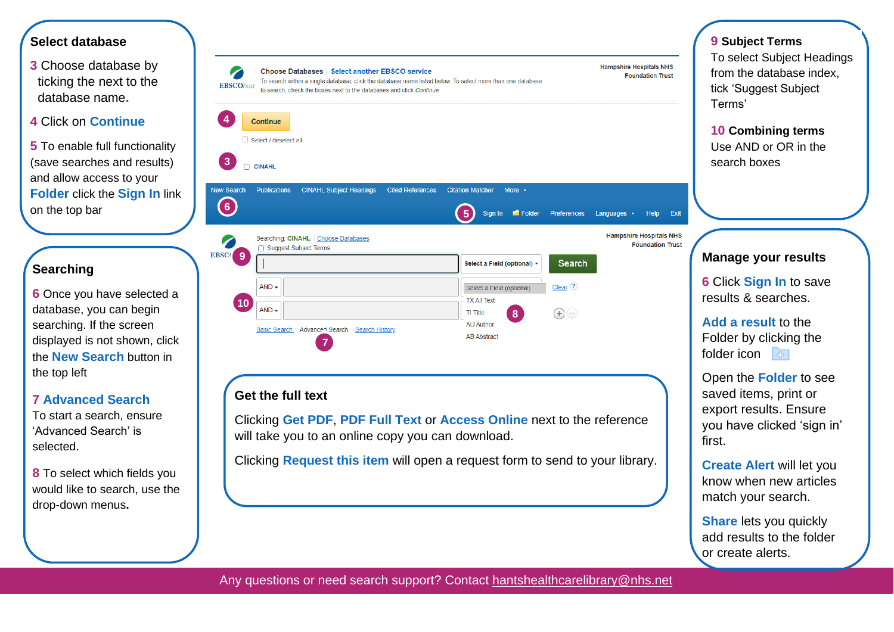## Select database

3 Choose database by ticking the next to the database name.

4 Click on **Continue**

5 To enable full functionality (save searches and results) and allow access to your **Folder** click the **Sign In** link on the top bar

## Searching

6 Once you have selected a database, you can begin searching. If the screen displayed is not shown, click the **New Search** button in the top left

**7 Advanced Search**

To start a search, ensure 'Advanced Search' is selected.

8 To select which fields you would like to search, use the drop-down menus.

## Get the full text

Clicking **Get PDF**, **PDF Full Text** or **Access Online** next to the reference will take you to an online copy you can download.

Clicking **Request this item** will open a request form to send to your library.

**9 Subject Terms**

To select Subject Headings from the database index, tick 'Suggest Subject Terms'

**10 Combining terms**

Use AND or OR in the search boxes

## Manage your results

6 Click **Sign In** to save results & searches.

**Add a result** to the Folder by clicking the folder icon

Open the **Folder** to see saved items, print or export results. Ensure you have clicked 'sign in' first.

**Create Alert** will let you know when new articles match your search.

**Share** lets you quickly add results to the folder or create alerts.

Any questions or need search support? Contact hantshealthcarelibrary@nhs.net